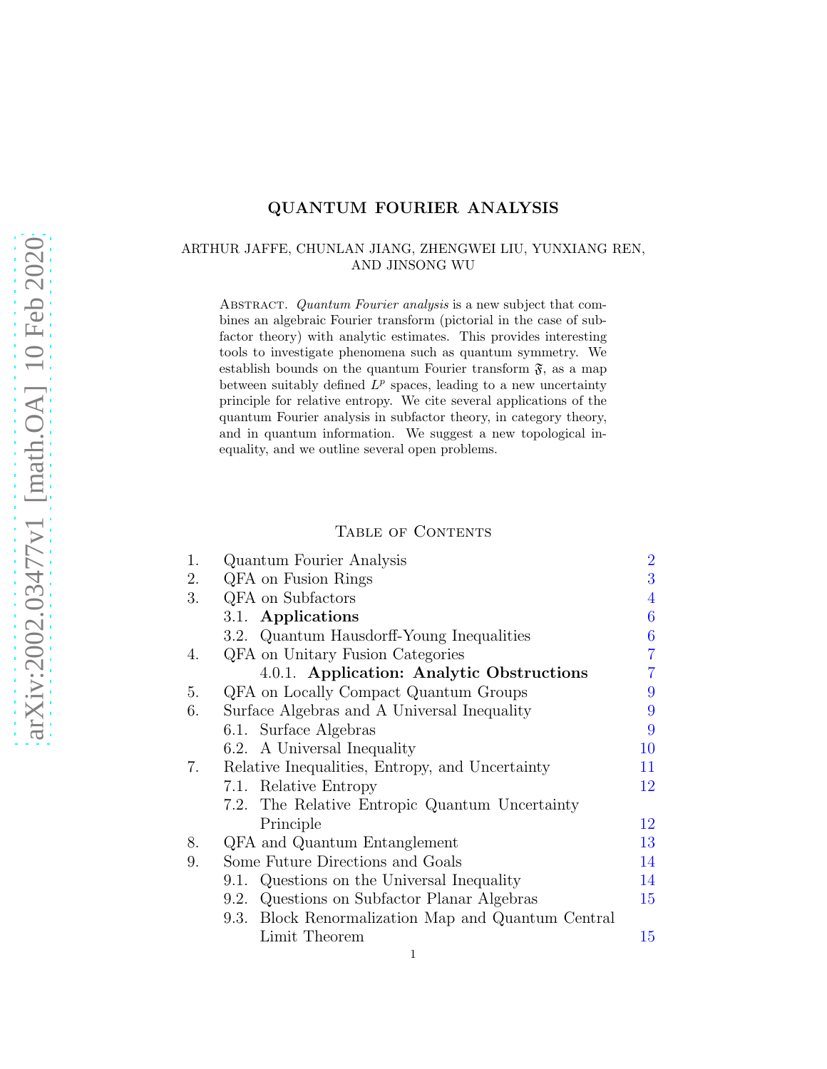# QUANTUM FOURIER ANALYSIS

ARTHUR JAFFE, CHUNLAN JIANG, ZHENGWEI LIU, YUNXIANG REN, AND JINSONG WU

Abstract. *Quantum Fourier analysis* is a new subject that combines an algebraic Fourier transform (pictorial in the case of subfactor theory) with analytic estimates. This provides interesting tools to investigate phenomena such as quantum symmetry. We establish bounds on the quantum Fourier transform $\mathfrak{F}$, as a map between suitably defined $L^p$ spaces, leading to a new uncertainty principle for relative entropy. We cite several applications of the quantum Fourier analysis in subfactor theory, in category theory, and in quantum information. We suggest a new topological inequality, and we outline several open problems.

## Table of Contents

| | | |
|---|---|---|
| 1. | Quantum Fourier Analysis | 2 |
| 2. | QFA on Fusion Rings | 3 |
| 3. | QFA on Subfactors | 4 |
| | 3.1. **Applications** | 6 |
| | 3.2. Quantum Hausdorff-Young Inequalities | 6 |
| 4. | QFA on Unitary Fusion Categories | 7 |
| | 4.0.1. **Application: Analytic Obstructions** | 7 |
| 5. | QFA on Locally Compact Quantum Groups | 9 |
| 6. | Surface Algebras and A Universal Inequality | 9 |
| | 6.1. Surface Algebras | 9 |
| | 6.2. A Universal Inequality | 10 |
| 7. | Relative Inequalities, Entropy, and Uncertainty | 11 |
| | 7.1. Relative Entropy | 12 |
| | 7.2. The Relative Entropic Quantum Uncertainty Principle | 12 |
| 8. | QFA and Quantum Entanglement | 13 |
| 9. | Some Future Directions and Goals | 14 |
| | 9.1. Questions on the Universal Inequality | 14 |
| | 9.2. Questions on Subfactor Planar Algebras | 15 |
| | 9.3. Block Renormalization Map and Quantum Central Limit Theorem | 15 |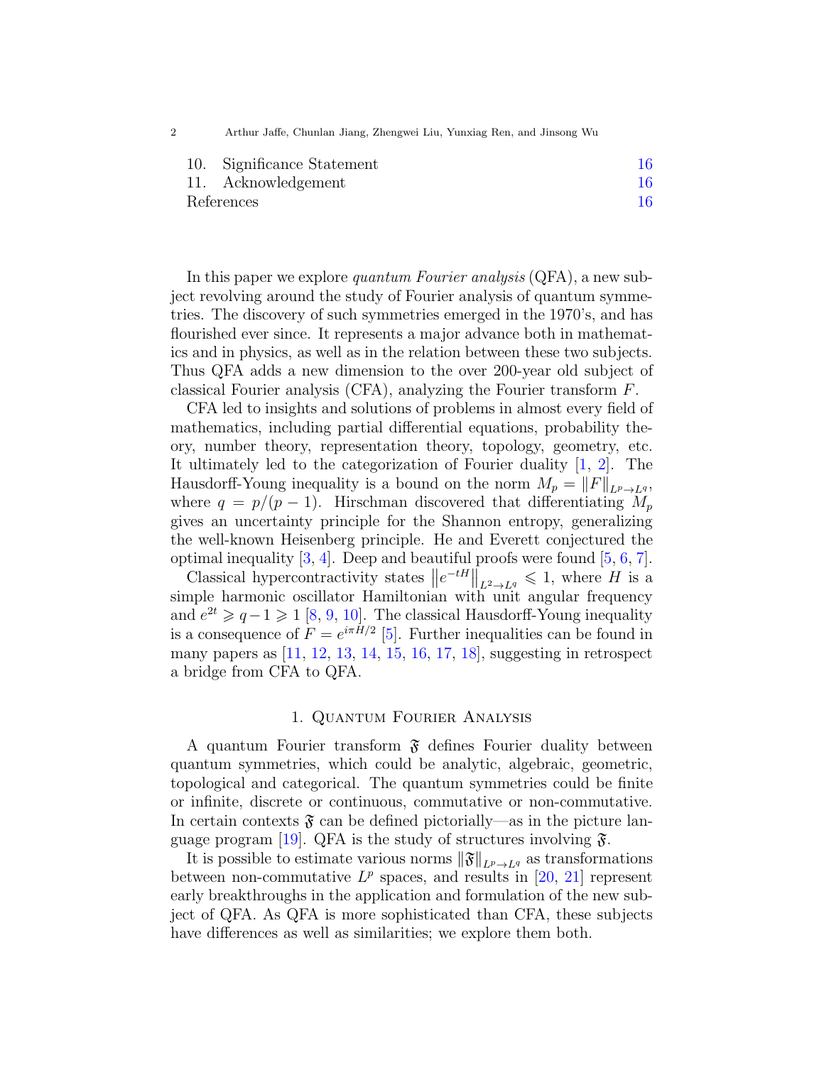| | | |
|---|---|---|
| 10. | Significance Statement | 16 |
| 11. | Acknowledgement | 16 |
| | References | 16 |

In this paper we explore *quantum Fourier analysis* (QFA), a new subject revolving around the study of Fourier analysis of quantum symmetries. The discovery of such symmetries emerged in the 1970's, and has flourished ever since. It represents a major advance both in mathematics and in physics, as well as in the relation between these two subjects. Thus QFA adds a new dimension to the over 200-year old subject of classical Fourier analysis (CFA), analyzing the Fourier transform $F$.

CFA led to insights and solutions of problems in almost every field of mathematics, including partial differential equations, probability theory, number theory, representation theory, topology, geometry, etc. It ultimately led to the categorization of Fourier duality [1, 2]. The Hausdorff-Young inequality is a bound on the norm $M_p = \|F\|_{L^p \to L^q}$, where $q = p/(p-1)$. Hirschman discovered that differentiating $M_p$ gives an uncertainty principle for the Shannon entropy, generalizing the well-known Heisenberg principle. He and Everett conjectured the optimal inequality [3, 4]. Deep and beautiful proofs were found [5, 6, 7].

Classical hypercontractivity states $\left\|e^{-tH}\right\|_{L^2 \to L^q} \leqslant 1$, where $H$ is a simple harmonic oscillator Hamiltonian with unit angular frequency and $e^{2t} \geqslant q-1 \geqslant 1$ [8, 9, 10]. The classical Hausdorff-Young inequality is a consequence of $F = e^{i\pi H/2}$ [5]. Further inequalities can be found in many papers as [11, 12, 13, 14, 15, 16, 17, 18], suggesting in retrospect a bridge from CFA to QFA.

## 1. Quantum Fourier Analysis

A quantum Fourier transform $\mathfrak{F}$ defines Fourier duality between quantum symmetries, which could be analytic, algebraic, geometric, topological and categorical. The quantum symmetries could be finite or infinite, discrete or continuous, commutative or non-commutative. In certain contexts $\mathfrak{F}$ can be defined pictorially—as in the picture language program [19]. QFA is the study of structures involving $\mathfrak{F}$.

It is possible to estimate various norms $\|\mathfrak{F}\|_{L^p \to L^q}$ as transformations between non-commutative $L^p$ spaces, and results in [20, 21] represent early breakthroughs in the application and formulation of the new subject of QFA. As QFA is more sophisticated than CFA, these subjects have differences as well as similarities; we explore them both.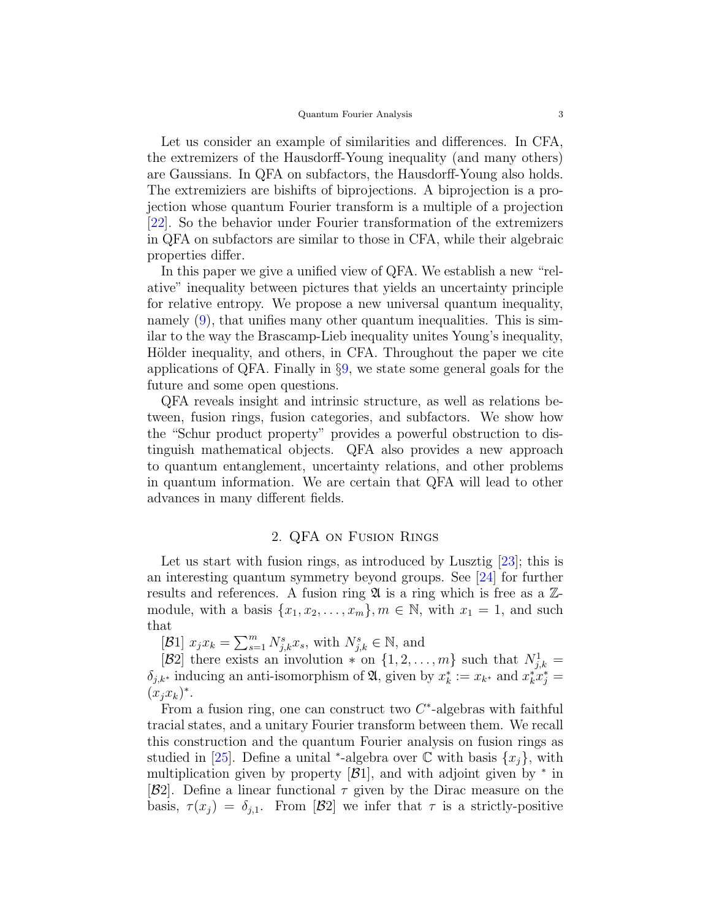Let us consider an example of similarities and differences. In CFA, the extremizers of the Hausdorff-Young inequality (and many others) are Gaussians. In QFA on subfactors, the Hausdorff-Young also holds. The extremiziers are bishifts of biprojections. A biprojection is a projection whose quantum Fourier transform is a multiple of a projection [22]. So the behavior under Fourier transformation of the extremizers in QFA on subfactors are similar to those in CFA, while their algebraic properties differ.

In this paper we give a unified view of QFA. We establish a new "relative" inequality between pictures that yields an uncertainty principle for relative entropy. We propose a new universal quantum inequality, namely (9), that unifies many other quantum inequalities. This is similar to the way the Brascamp-Lieb inequality unites Young's inequality, Hölder inequality, and others, in CFA. Throughout the paper we cite applications of QFA. Finally in §9, we state some general goals for the future and some open questions.

QFA reveals insight and intrinsic structure, as well as relations between, fusion rings, fusion categories, and subfactors. We show how the "Schur product property" provides a powerful obstruction to distinguish mathematical objects. QFA also provides a new approach to quantum entanglement, uncertainty relations, and other problems in quantum information. We are certain that QFA will lead to other advances in many different fields.

## 2. QFA on Fusion Rings

Let us start with fusion rings, as introduced by Lusztig [23]; this is an interesting quantum symmetry beyond groups. See [24] for further results and references. A fusion ring $\mathfrak{A}$ is a ring which is free as a $\mathbb{Z}$-module, with a basis $\{x_1, x_2, \ldots, x_m\}, m \in \mathbb{N}$, with $x_1 = 1$, and such that

[$\mathcal{B}1$] $x_j x_k = \sum_{s=1}^{m} N_{j,k}^{s} x_s$, with $N_{j,k}^{s} \in \mathbb{N}$, and

[$\mathcal{B}2$] there exists an involution $*$ on $\{1, 2, \ldots, m\}$ such that $N_{j,k}^{1} = \delta_{j,k^*}$ inducing an anti-isomorphism of $\mathfrak{A}$, given by $x_k^* := x_{k^*}$ and $x_k^* x_j^* = (x_j x_k)^*$.

From a fusion ring, one can construct two $C^*$-algebras with faithful tracial states, and a unitary Fourier transform between them. We recall this construction and the quantum Fourier analysis on fusion rings as studied in [25]. Define a unital $^*$-algebra over $\mathbb{C}$ with basis $\{x_j\}$, with multiplication given by property [$\mathcal{B}1$], and with adjoint given by $^*$ in [$\mathcal{B}2$]. Define a linear functional $\tau$ given by the Dirac measure on the basis, $\tau(x_j) = \delta_{j,1}$. From [$\mathcal{B}2$] we infer that $\tau$ is a strictly-positive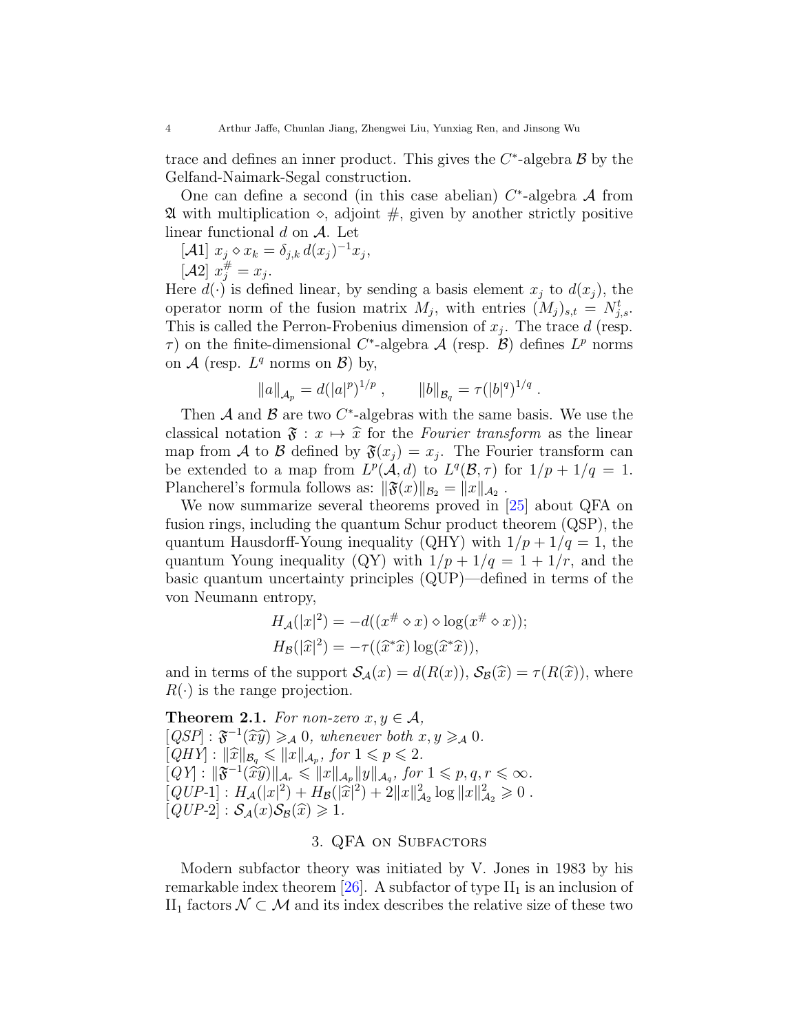trace and defines an inner product. This gives the $C^*$-algebra $\mathcal{B}$ by the Gelfand-Naimark-Segal construction.

One can define a second (in this case abelian) $C^*$-algebra $\mathcal{A}$ from $\mathfrak{A}$ with multiplication $\diamond$, adjoint $\#$, given by another strictly positive linear functional $d$ on $\mathcal{A}$. Let

[$\mathcal{A}1$] $x_j \diamond x_k = \delta_{j,k}\, d(x_j)^{-1} x_j$,

[$\mathcal{A}2$] $x_j^{\#} = x_j$.

Here $d(\cdot)$ is defined linear, by sending a basis element $x_j$ to $d(x_j)$, the operator norm of the fusion matrix $M_j$, with entries $(M_j)_{s,t} = N_{j,s}^t$. This is called the Perron-Frobenius dimension of $x_j$. The trace $d$ (resp. $\tau$) on the finite-dimensional $C^*$-algebra $\mathcal{A}$ (resp. $\mathcal{B}$) defines $L^p$ norms on $\mathcal{A}$ (resp. $L^q$ norms on $\mathcal{B}$) by,

$$\|a\|_{\mathcal{A}_p} = d(|a|^p)^{1/p} \,, \qquad \|b\|_{\mathcal{B}_q} = \tau(|b|^q)^{1/q} \,.$$

Then $\mathcal{A}$ and $\mathcal{B}$ are two $C^*$-algebras with the same basis. We use the classical notation $\mathfrak{F} : x \mapsto \widehat{x}$ for the *Fourier transform* as the linear map from $\mathcal{A}$ to $\mathcal{B}$ defined by $\mathfrak{F}(x_j) = x_j$. The Fourier transform can be extended to a map from $L^p(\mathcal{A}, d)$ to $L^q(\mathcal{B}, \tau)$ for $1/p + 1/q = 1$. Plancherel's formula follows as: $\|\mathfrak{F}(x)\|_{\mathcal{B}_2} = \|x\|_{\mathcal{A}_2}$ .

We now summarize several theorems proved in [25] about QFA on fusion rings, including the quantum Schur product theorem (QSP), the quantum Hausdorff-Young inequality (QHY) with $1/p + 1/q = 1$, the quantum Young inequality (QY) with $1/p + 1/q = 1 + 1/r$, and the basic quantum uncertainty principles (QUP)—defined in terms of the von Neumann entropy,

$$H_{\mathcal{A}}(|x|^2) = -d((x^{\#} \diamond x) \diamond \log(x^{\#} \diamond x));$$
$$H_{\mathcal{B}}(|\widehat{x}|^2) = -\tau((\widehat{x}^*\widehat{x}) \log(\widehat{x}^*\widehat{x})),$$

and in terms of the support $\mathcal{S}_{\mathcal{A}}(x) = d(R(x))$, $\mathcal{S}_{\mathcal{B}}(\widehat{x}) = \tau(R(\widehat{x}))$, where $R(\cdot)$ is the range projection.

**Theorem 2.1.** *For non-zero $x, y \in \mathcal{A}$,*
[*QSP*] : $\mathfrak{F}^{-1}(\widehat{x}\widehat{y}) \geqslant_{\mathcal{A}} 0$*, whenever both* $x, y \geqslant_{\mathcal{A}} 0$.
[*QHY*] : $\|\widehat{x}\|_{\mathcal{B}_q} \leqslant \|x\|_{\mathcal{A}_p}$*, for* $1 \leqslant p \leqslant 2$.
[*QY*] : $\|\mathfrak{F}^{-1}(\widehat{x}\widehat{y})\|_{\mathcal{A}_r} \leqslant \|x\|_{\mathcal{A}_p} \|y\|_{\mathcal{A}_q}$*, for* $1 \leqslant p, q, r \leqslant \infty$.
[*QUP-1*] : $H_{\mathcal{A}}(|x|^2) + H_{\mathcal{B}}(|\widehat{x}|^2) + 2\|x\|_{\mathcal{A}_2}^2 \log \|x\|_{\mathcal{A}_2}^2 \geqslant 0$ .
[*QUP-2*] : $\mathcal{S}_{\mathcal{A}}(x)\mathcal{S}_{\mathcal{B}}(\widehat{x}) \geqslant 1$.

## 3. QFA on Subfactors

Modern subfactor theory was initiated by V. Jones in 1983 by his remarkable index theorem [26]. A subfactor of type $\text{II}_1$ is an inclusion of $\text{II}_1$ factors $\mathcal{N} \subset \mathcal{M}$ and its index describes the relative size of these two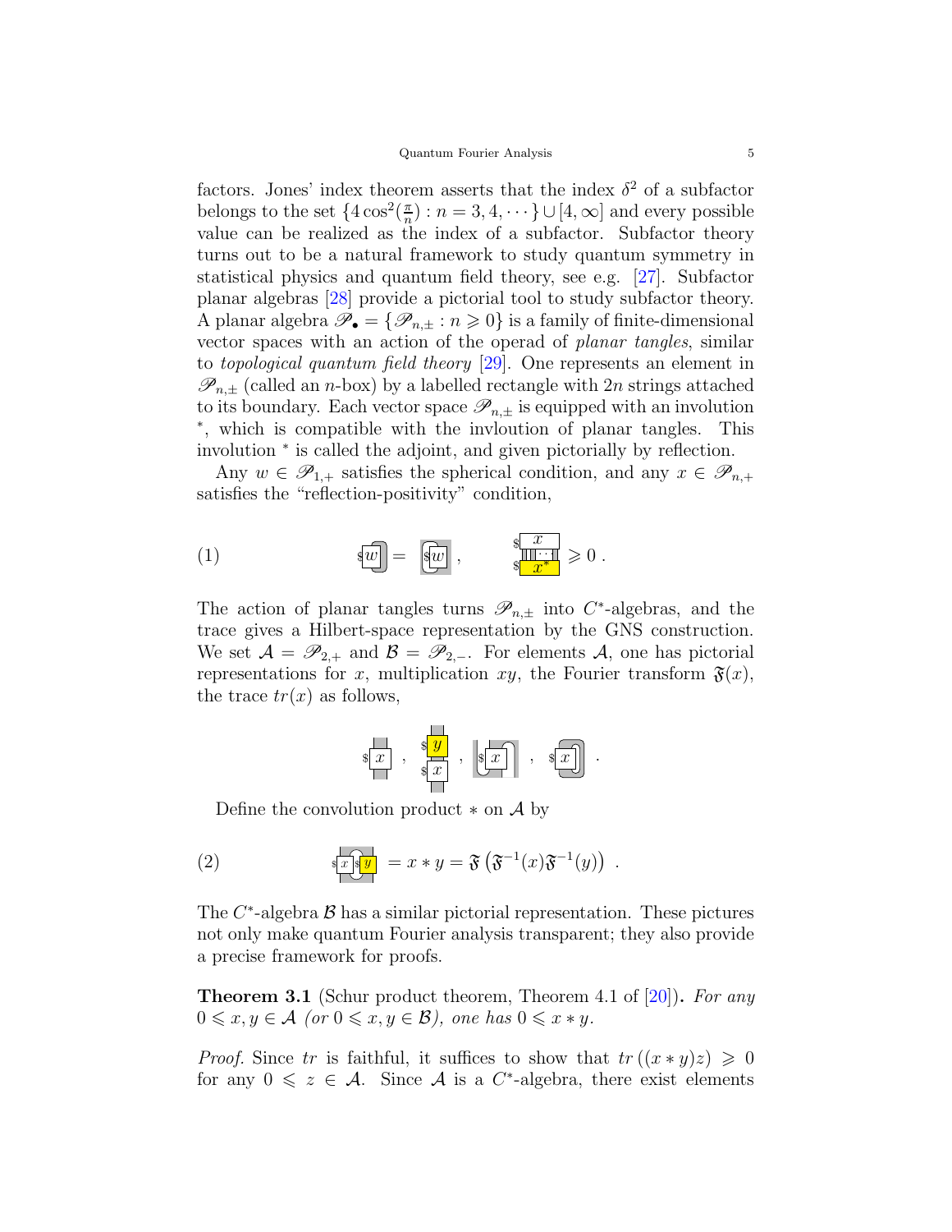factors. Jones' index theorem asserts that the index $\delta^2$ of a subfactor belongs to the set $\{4\cos^2(\frac{\pi}{n}) : n = 3, 4, \cdots\} \cup [4, \infty]$ and every possible value can be realized as the index of a subfactor. Subfactor theory turns out to be a natural framework to study quantum symmetry in statistical physics and quantum field theory, see e.g. [27]. Subfactor planar algebras [28] provide a pictorial tool to study subfactor theory. A planar algebra $\mathscr{P}_\bullet = \{\mathscr{P}_{n,\pm} : n \geqslant 0\}$ is a family of finite-dimensional vector spaces with an action of the operad of *planar tangles*, similar to *topological quantum field theory* [29]. One represents an element in $\mathscr{P}_{n,\pm}$ (called an $n$-box) by a labelled rectangle with $2n$ strings attached to its boundary. Each vector space $\mathscr{P}_{n,\pm}$ is equipped with an involution $^*$, which is compatible with the invloution of planar tangles. This involution $^*$ is called the adjoint, and given pictorially by reflection.

Any $w \in \mathscr{P}_{1,+}$ satisfies the spherical condition, and any $x \in \mathscr{P}_{n,+}$ satisfies the "reflection-positivity" condition,

(1)

$$\$\boxed{w}\,\text{(right cap)} = \text{(left cap)}\,\$\boxed{w}\ , \qquad \begin{matrix}\$\boxed{x}\\ \$\boxed{x^*}\end{matrix} \geqslant 0\ .$$

The action of planar tangles turns $\mathscr{P}_{n,\pm}$ into $C^*$-algebras, and the trace gives a Hilbert-space representation by the GNS construction. We set $\mathcal{A} = \mathscr{P}_{2,+}$ and $\mathcal{B} = \mathscr{P}_{2,-}$. For elements $\mathcal{A}$, one has pictorial representations for $x$, multiplication $xy$, the Fourier transform $\mathfrak{F}(x)$, the trace $tr(x)$ as follows,

$$\$\boxed{x}\ ,\quad \begin{matrix}\$\boxed{y}\\ \$\boxed{x}\end{matrix}\ ,\quad \$\boxed{x}\ (\text{Fourier}),\quad \$\boxed{x}\ (\text{trace})\ .$$

Define the convolution product $*$ on $\mathcal{A}$ by

(2)

$$\$\boxed{x}\,\$\boxed{y} = x * y = \mathfrak{F}\left(\mathfrak{F}^{-1}(x)\mathfrak{F}^{-1}(y)\right)\ .$$

The $C^*$-algebra $\mathcal{B}$ has a similar pictorial representation. These pictures not only make quantum Fourier analysis transparent; they also provide a precise framework for proofs.

**Theorem 3.1** (Schur product theorem, Theorem 4.1 of [20]). *For any $0 \leqslant x, y \in \mathcal{A}$ (or $0 \leqslant x, y \in \mathcal{B}$), one has $0 \leqslant x * y$.*

*Proof.* Since $tr$ is faithful, it suffices to show that $tr((x * y)z) \geqslant 0$ for any $0 \leqslant z \in \mathcal{A}$. Since $\mathcal{A}$ is a $C^*$-algebra, there exist elements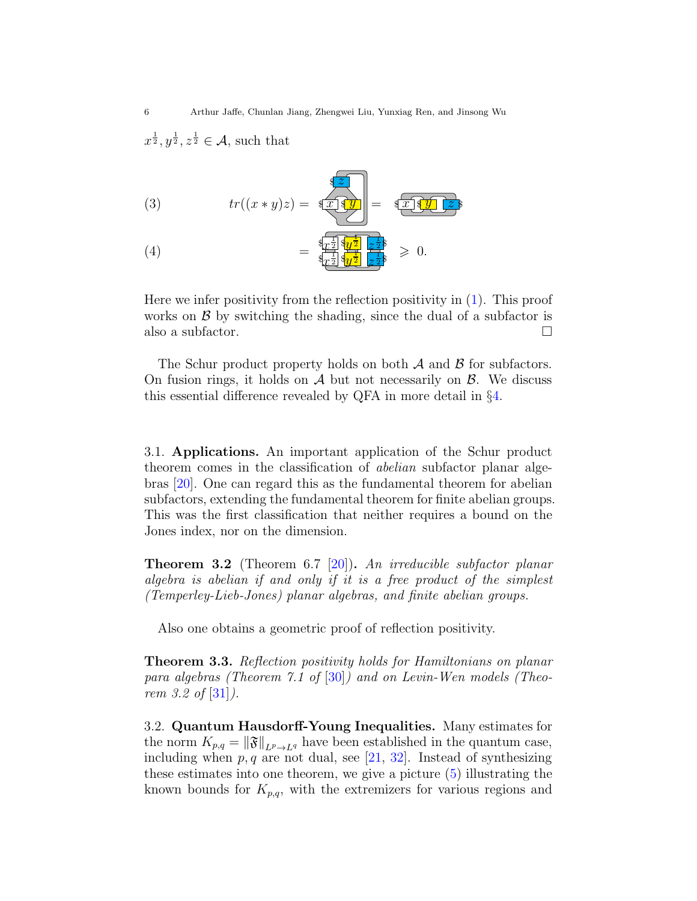$x^{\frac{1}{2}}, y^{\frac{1}{2}}, z^{\frac{1}{2}} \in \mathcal{A}$, such that

(3) $\quad tr((x * y)z) = $ [planar diagram] $=$ [planar diagram]

(4) $\quad = $ [planar diagram] $\geqslant 0.$

Here we infer positivity from the reflection positivity in (1). This proof works on $\mathcal{B}$ by switching the shading, since the dual of a subfactor is also a subfactor. □

The Schur product property holds on both $\mathcal{A}$ and $\mathcal{B}$ for subfactors. On fusion rings, it holds on $\mathcal{A}$ but not necessarily on $\mathcal{B}$. We discuss this essential difference revealed by QFA in more detail in §4.

### 3.1. Applications.

An important application of the Schur product theorem comes in the classification of *abelian* subfactor planar algebras [20]. One can regard this as the fundamental theorem for abelian subfactors, extending the fundamental theorem for finite abelian groups. This was the first classification that neither requires a bound on the Jones index, nor on the dimension.

**Theorem 3.2** (Theorem 6.7 [20])**.** *An irreducible subfactor planar algebra is abelian if and only if it is a free product of the simplest (Temperley-Lieb-Jones) planar algebras, and finite abelian groups.*

Also one obtains a geometric proof of reflection positivity.

**Theorem 3.3.** *Reflection positivity holds for Hamiltonians on planar para algebras (Theorem 7.1 of [30]) and on Levin-Wen models (Theorem 3.2 of [31]).*

### 3.2. Quantum Hausdorff-Young Inequalities.

Many estimates for the norm $K_{p,q} = \|\mathfrak{F}\|_{L^p \to L^q}$ have been established in the quantum case, including when $p, q$ are not dual, see [21, 32]. Instead of synthesizing these estimates into one theorem, we give a picture (5) illustrating the known bounds for $K_{p,q}$, with the extremizers for various regions and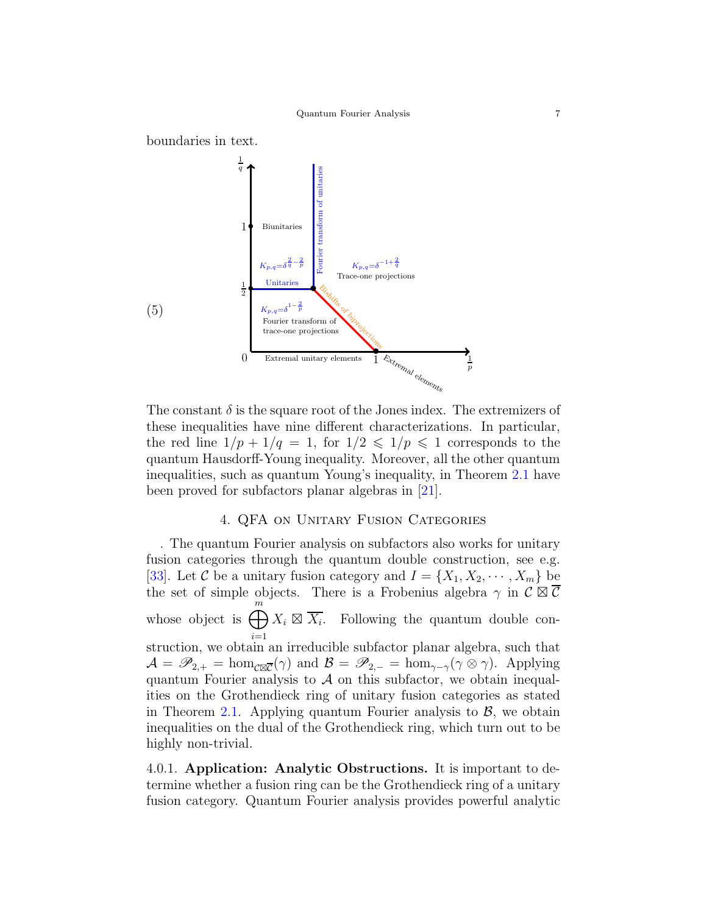boundaries in text.

(5)

The constant $\delta$ is the square root of the Jones index. The extremizers of these inequalities have nine different characterizations. In particular, the red line $1/p + 1/q = 1$, for $1/2 \leqslant 1/p \leqslant 1$ corresponds to the quantum Hausdorff-Young inequality. Moreover, all the other quantum inequalities, such as quantum Young's inequality, in Theorem 2.1 have been proved for subfactors planar algebras in [21].

## 4. QFA on Unitary Fusion Categories

. The quantum Fourier analysis on subfactors also works for unitary fusion categories through the quantum double construction, see e.g. [33]. Let $\mathcal{C}$ be a unitary fusion category and $I = \{X_1, X_2, \cdots, X_m\}$ be the set of simple objects. There is a Frobenius algebra $\gamma$ in $\mathcal{C} \boxtimes \overline{\mathcal{C}}$ whose object is $\bigoplus_{i=1}^{m} X_i \boxtimes \overline{X_i}$. Following the quantum double construction, we obtain an irreducible subfactor planar algebra, such that $\mathcal{A} = \mathscr{P}_{2,+} = \hom_{\mathcal{C}\boxtimes\overline{\mathcal{C}}}(\gamma)$ and $\mathcal{B} = \mathscr{P}_{2,-} = \hom_{\gamma-\gamma}(\gamma \otimes \gamma)$. Applying quantum Fourier analysis to $\mathcal{A}$ on this subfactor, we obtain inequalities on the Grothendieck ring of unitary fusion categories as stated in Theorem 2.1. Applying quantum Fourier analysis to $\mathcal{B}$, we obtain inequalities on the dual of the Grothendieck ring, which turn out to be highly non-trivial.

4.0.1. **Application: Analytic Obstructions.** It is important to determine whether a fusion ring can be the Grothendieck ring of a unitary fusion category. Quantum Fourier analysis provides powerful analytic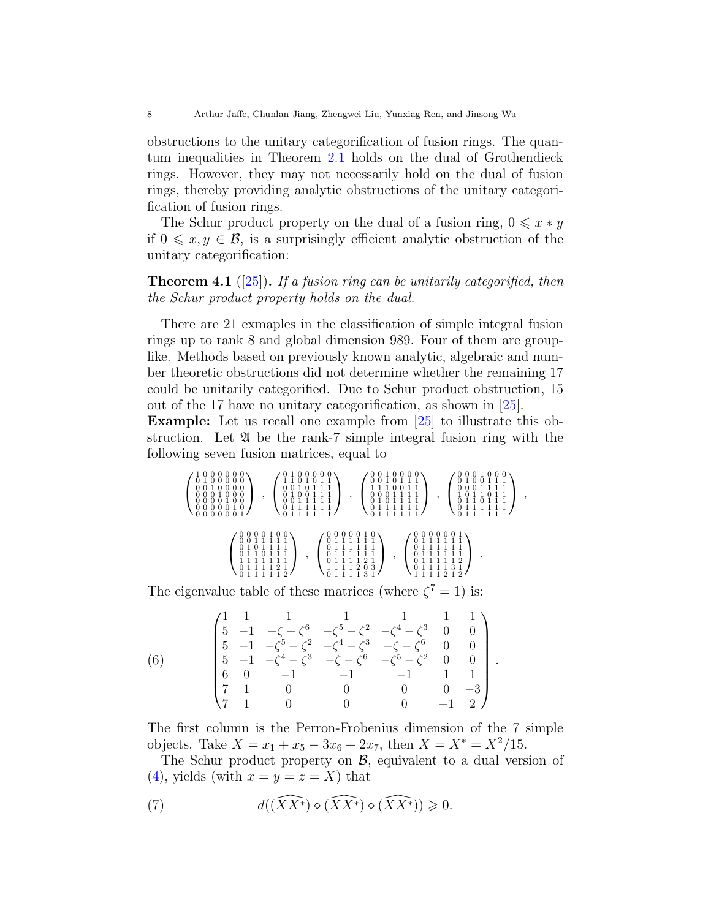obstructions to the unitary categorification of fusion rings. The quantum inequalities in Theorem 2.1 holds on the dual of Grothendieck rings. However, they may not necessarily hold on the dual of fusion rings, thereby providing analytic obstructions of the unitary categorification of fusion rings.

The Schur product property on the dual of a fusion ring, $0 \leqslant x * y$ if $0 \leqslant x, y \in \mathcal{B}$, is a surprisingly efficient analytic obstruction of the unitary categorification:

**Theorem 4.1** ([25])**.** *If a fusion ring can be unitarily categorified, then the Schur product property holds on the dual.*

There are 21 exmaples in the classification of simple integral fusion rings up to rank 8 and global dimension 989. Four of them are group-like. Methods based on previously known analytic, algebraic and number theoretic obstructions did not determine whether the remaining 17 could be unitarily categorified. Due to Schur product obstruction, 15 out of the 17 have no unitary categorification, as shown in [25].

**Example:** Let us recall one example from [25] to illustrate this obstruction. Let $\mathfrak{A}$ be the rank-7 simple integral fusion ring with the following seven fusion matrices, equal to

$$\begin{pmatrix} 1&0&0&0&0&0&0\\0&1&0&0&0&0&0\\0&0&1&0&0&0&0\\0&0&0&1&0&0&0\\0&0&0&0&1&0&0\\0&0&0&0&0&1&0\\0&0&0&0&0&0&1 \end{pmatrix}, \begin{pmatrix} 0&1&0&0&0&0&0\\1&1&0&1&0&1&1\\0&0&1&0&1&1&1\\0&1&0&0&1&1&1\\0&0&1&1&1&1&1\\0&1&1&1&1&1&1\\0&1&1&1&1&1&1 \end{pmatrix}, \begin{pmatrix} 0&0&1&0&0&0&0\\0&0&1&0&1&1&1\\1&1&1&0&0&1&1\\0&0&0&1&1&1&1\\0&1&0&1&1&1&1\\0&1&1&1&1&1&1\\0&1&1&1&1&1&1 \end{pmatrix}, \begin{pmatrix} 0&0&0&1&0&0&0\\0&1&0&0&1&1&1\\0&0&0&1&1&1&1\\1&0&1&1&0&1&1\\0&1&1&0&1&1&1\\0&1&1&1&1&1&1\\0&1&1&1&1&1&1 \end{pmatrix},$$

$$\begin{pmatrix} 0&0&0&0&1&0&0\\0&0&1&1&1&1&1\\0&1&0&1&1&1&1\\0&1&1&0&1&1&1\\1&1&1&1&1&1&1\\0&1&1&1&1&2&1\\0&1&1&1&1&1&2 \end{pmatrix}, \begin{pmatrix} 0&0&0&0&0&1&0\\0&1&1&1&1&1&1\\0&1&1&1&1&1&1\\0&1&1&1&1&1&1\\0&1&1&1&1&2&1\\1&1&1&1&2&0&3\\0&1&1&1&1&3&1 \end{pmatrix}, \begin{pmatrix} 0&0&0&0&0&0&1\\0&1&1&1&1&1&1\\0&1&1&1&1&1&1\\0&1&1&1&1&1&1\\0&1&1&1&1&1&2\\0&1&1&1&1&3&1\\1&1&1&1&2&1&2 \end{pmatrix}.$$

The eigenvalue table of these matrices (where $\zeta^7 = 1$) is:

$$\begin{pmatrix} 1 & 1 & 1 & 1 & 1 & 1 & 1\\ 5 & -1 & -\zeta-\zeta^6 & -\zeta^5-\zeta^2 & -\zeta^4-\zeta^3 & 0 & 0\\ 5 & -1 & -\zeta^5-\zeta^2 & -\zeta^4-\zeta^3 & -\zeta-\zeta^6 & 0 & 0\\ 5 & -1 & -\zeta^4-\zeta^3 & -\zeta-\zeta^6 & -\zeta^5-\zeta^2 & 0 & 0\\ 6 & 0 & -1 & -1 & -1 & 1 & 1\\ 7 & 1 & 0 & 0 & 0 & 0 & -3\\ 7 & 1 & 0 & 0 & 0 & -1 & 2 \end{pmatrix}. \tag{6}$$

The first column is the Perron-Frobenius dimension of the 7 simple objects. Take $X = x_1 + x_5 - 3x_6 + 2x_7$, then $X = X^* = X^2/15$.

The Schur product property on $\mathcal{B}$, equivalent to a dual version of (4), yields (with $x = y = z = X$) that

$$d((\widehat{XX^*}) \diamond (\widehat{XX^*}) \diamond (\widehat{XX^*})) \geqslant 0. \tag{7}$$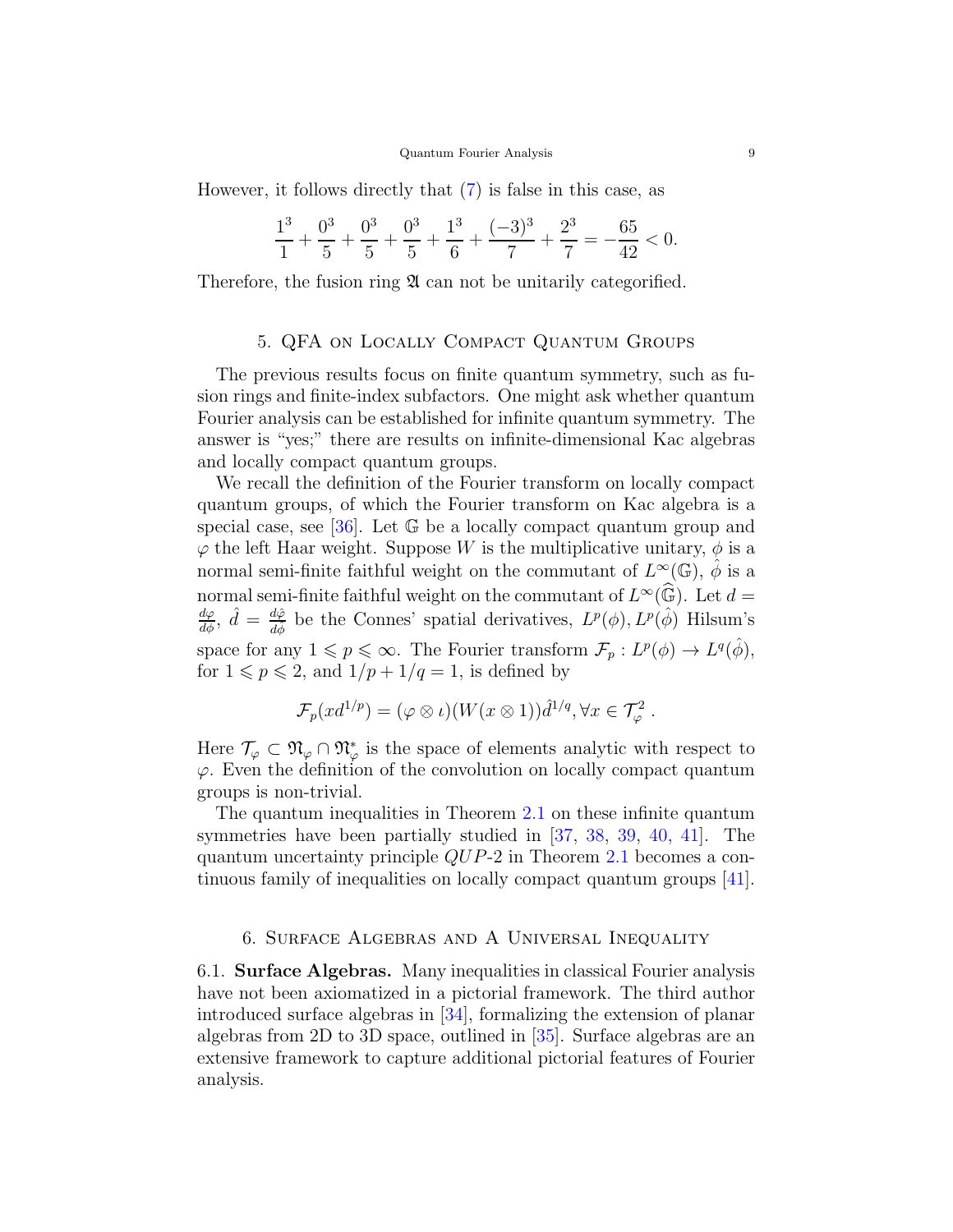However, it follows directly that (7) is false in this case, as

$$\frac{1^3}{1} + \frac{0^3}{5} + \frac{0^3}{5} + \frac{0^3}{5} + \frac{1^3}{6} + \frac{(-3)^3}{7} + \frac{2^3}{7} = -\frac{65}{42} < 0.$$

Therefore, the fusion ring $\mathfrak{A}$ can not be unitarily categorified.

## 5. QFA on Locally Compact Quantum Groups

The previous results focus on finite quantum symmetry, such as fusion rings and finite-index subfactors. One might ask whether quantum Fourier analysis can be established for infinite quantum symmetry. The answer is "yes;" there are results on infinite-dimensional Kac algebras and locally compact quantum groups.

We recall the definition of the Fourier transform on locally compact quantum groups, of which the Fourier transform on Kac algebra is a special case, see [36]. Let $\mathbb{G}$ be a locally compact quantum group and $\varphi$ the left Haar weight. Suppose $W$ is the multiplicative unitary, $\phi$ is a normal semi-finite faithful weight on the commutant of $L^\infty(\mathbb{G})$, $\hat{\phi}$ is a normal semi-finite faithful weight on the commutant of $L^\infty(\widehat{\mathbb{G}})$. Let $d = \frac{d\varphi}{d\phi}$, $\hat{d} = \frac{d\hat{\varphi}}{d\hat{\phi}}$ be the Connes' spatial derivatives, $L^p(\phi), L^p(\hat{\phi})$ Hilsum's space for any $1 \leqslant p \leqslant \infty$. The Fourier transform $\mathcal{F}_p : L^p(\phi) \to L^q(\hat{\phi})$, for $1 \leqslant p \leqslant 2$, and $1/p + 1/q = 1$, is defined by

$$\mathcal{F}_p(xd^{1/p}) = (\varphi \otimes \iota)(W(x \otimes 1))\hat{d}^{1/q}, \forall x \in \mathcal{T}_\varphi^2 \ .$$

Here $\mathcal{T}_\varphi \subset \mathfrak{N}_\varphi \cap \mathfrak{N}_\varphi^*$ is the space of elements analytic with respect to $\varphi$. Even the definition of the convolution on locally compact quantum groups is non-trivial.

The quantum inequalities in Theorem 2.1 on these infinite quantum symmetries have been partially studied in [37, 38, 39, 40, 41]. The quantum uncertainty principle $QUP$-2 in Theorem 2.1 becomes a continuous family of inequalities on locally compact quantum groups [41].

## 6. Surface Algebras and A Universal Inequality

### 6.1. Surface Algebras.

Many inequalities in classical Fourier analysis have not been axiomatized in a pictorial framework. The third author introduced surface algebras in [34], formalizing the extension of planar algebras from 2D to 3D space, outlined in [35]. Surface algebras are an extensive framework to capture additional pictorial features of Fourier analysis.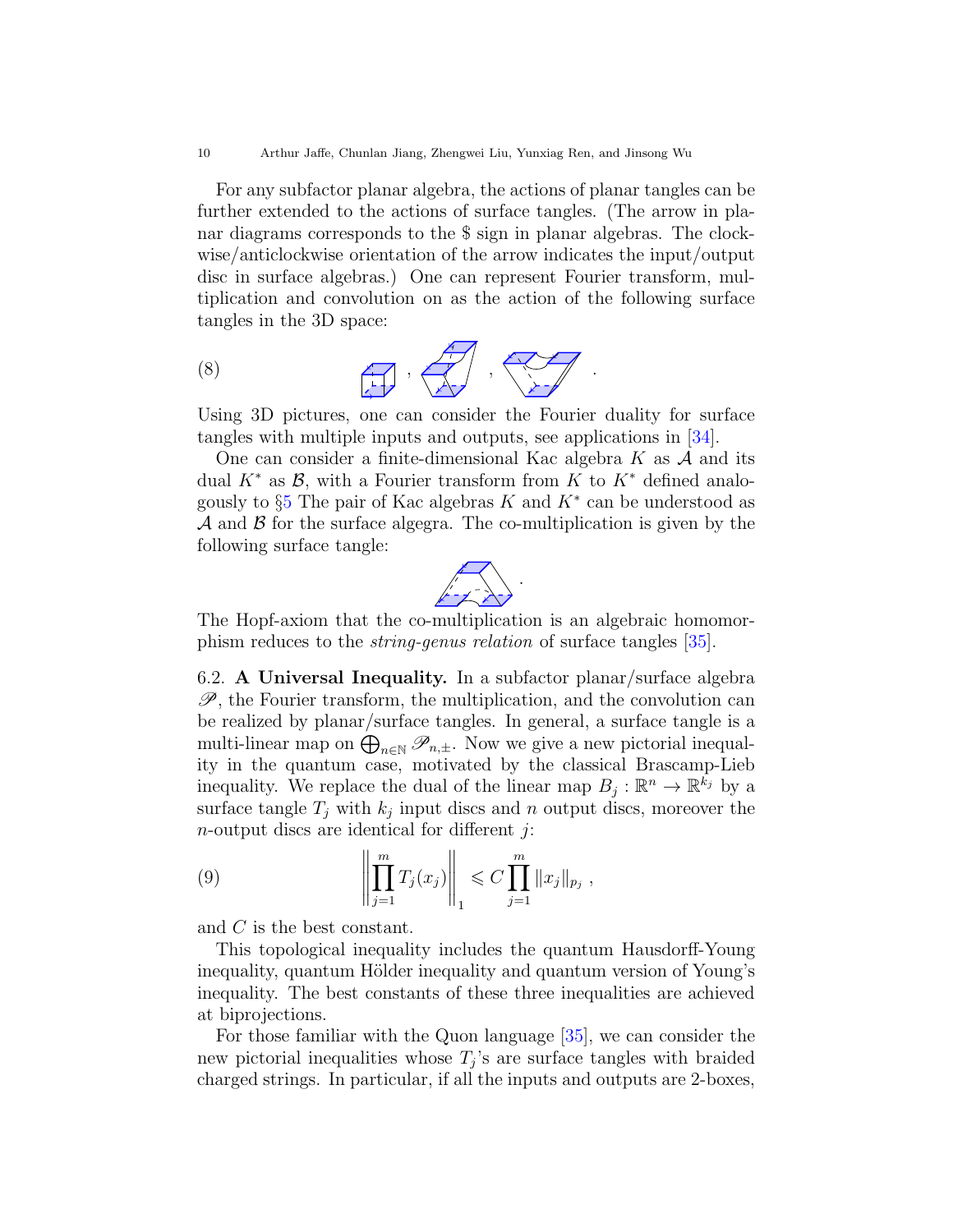For any subfactor planar algebra, the actions of planar tangles can be further extended to the actions of surface tangles. (The arrow in planar diagrams corresponds to the $ sign in planar algebras. The clockwise/anticlockwise orientation of the arrow indicates the input/output disc in surface algebras.) One can represent Fourier transform, multiplication and convolution on as the action of the following surface tangles in the 3D space:

(8) , , .

Using 3D pictures, one can consider the Fourier duality for surface tangles with multiple inputs and outputs, see applications in [34].

One can consider a finite-dimensional Kac algebra $K$ as $\mathcal{A}$ and its dual $K^*$ as $\mathcal{B}$, with a Fourier transform from $K$ to $K^*$ defined analogously to §5 The pair of Kac algebras $K$ and $K^*$ can be understood as $\mathcal{A}$ and $\mathcal{B}$ for the surface algegra. The co-multiplication is given by the following surface tangle:

.

The Hopf-axiom that the co-multiplication is an algebraic homomorphism reduces to the *string-genus relation* of surface tangles [35].

6.2. **A Universal Inequality.** In a subfactor planar/surface algebra $\mathscr{P}$, the Fourier transform, the multiplication, and the convolution can be realized by planar/surface tangles. In general, a surface tangle is a multi-linear map on $\bigoplus_{n\in\mathbb{N}} \mathscr{P}_{n,\pm}$. Now we give a new pictorial inequality in the quantum case, motivated by the classical Brascamp-Lieb inequality. We replace the dual of the linear map $B_j : \mathbb{R}^n \to \mathbb{R}^{k_j}$ by a surface tangle $T_j$ with $k_j$ input discs and $n$ output discs, moreover the $n$-output discs are identical for different $j$:

$$\left\| \prod_{j=1}^{m} T_j(x_j) \right\|_1 \leqslant C \prod_{j=1}^{m} \|x_j\|_{p_j} , \tag{9}$$

and $C$ is the best constant.

This topological inequality includes the quantum Hausdorff-Young inequality, quantum Hölder inequality and quantum version of Young's inequality. The best constants of these three inequalities are achieved at biprojections.

For those familiar with the Quon language [35], we can consider the new pictorial inequalities whose $T_j$'s are surface tangles with braided charged strings. In particular, if all the inputs and outputs are 2-boxes,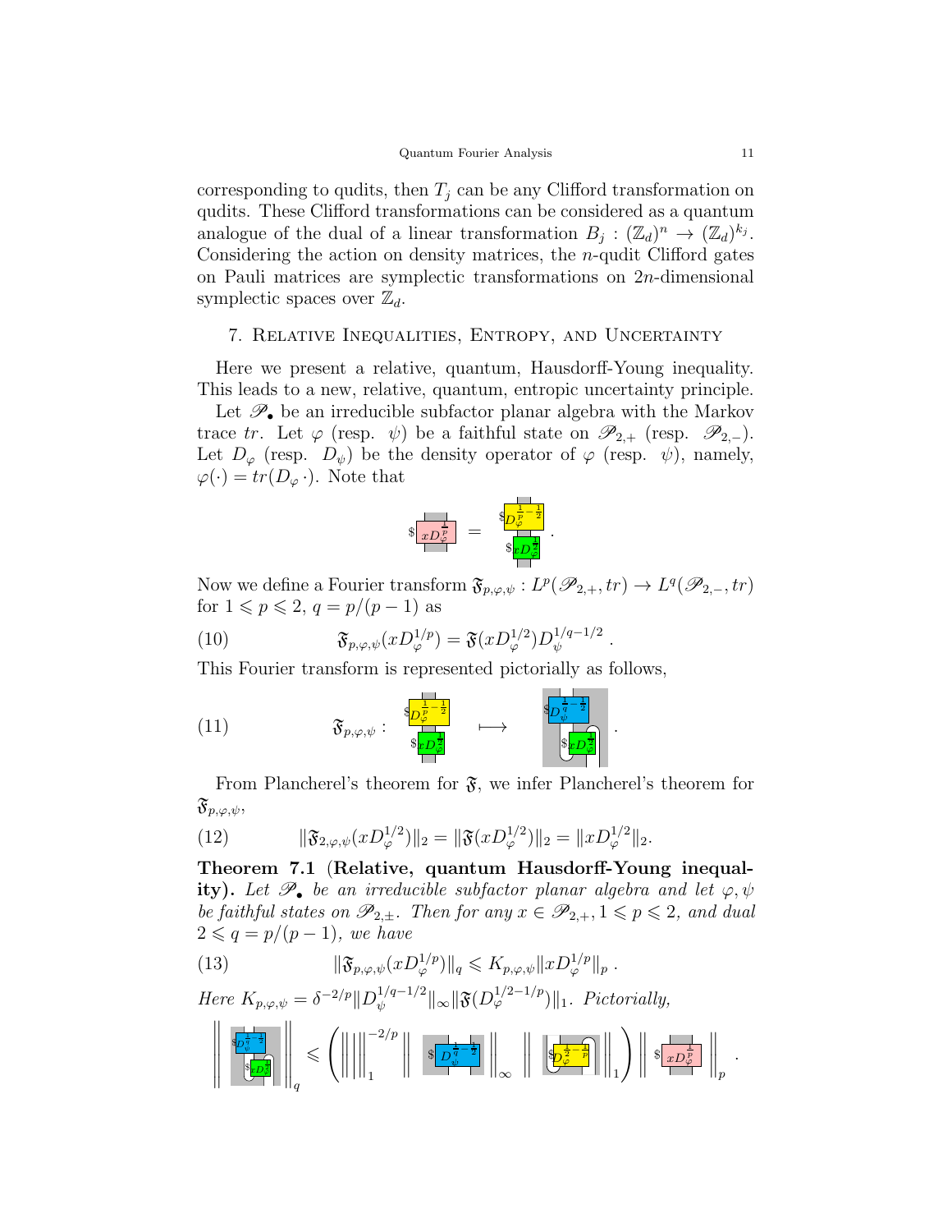corresponding to qudits, then $T_j$ can be any Clifford transformation on qudits. These Clifford transformations can be considered as a quantum analogue of the dual of a linear transformation $B_j : (\mathbb{Z}_d)^n \to (\mathbb{Z}_d)^{k_j}$. Considering the action on density matrices, the $n$-qudit Clifford gates on Pauli matrices are symplectic transformations on $2n$-dimensional symplectic spaces over $\mathbb{Z}_d$.

## 7. Relative Inequalities, Entropy, and Uncertainty

Here we present a relative, quantum, Hausdorff-Young inequality. This leads to a new, relative, quantum, entropic uncertainty principle.

Let $\mathscr{P}_\bullet$ be an irreducible subfactor planar algebra with the Markov trace $tr$. Let $\varphi$ (resp. $\psi$) be a faithful state on $\mathscr{P}_{2,+}$ (resp. $\mathscr{P}_{2,-}$). Let $D_\varphi$ (resp. $D_\psi$) be the density operator of $\varphi$ (resp. $\psi$), namely, $\varphi(\cdot) = tr(D_\varphi \cdot)$. Note that

$$xD_\varphi^{\frac{1}{p}} = D_\varphi^{\frac{1}{p}-\frac{1}{2}} \cdot xD_\varphi^{\frac{1}{2}} .$$

Now we define a Fourier transform $\mathfrak{F}_{p,\varphi,\psi} : L^p(\mathscr{P}_{2,+}, tr) \to L^q(\mathscr{P}_{2,-}, tr)$ for $1 \leqslant p \leqslant 2$, $q = p/(p-1)$ as

$$\mathfrak{F}_{p,\varphi,\psi}(xD_\varphi^{1/p}) = \mathfrak{F}(xD_\varphi^{1/2})D_\psi^{1/q-1/2} . \tag{10}$$

This Fourier transform is represented pictorially as follows,

$$\mathfrak{F}_{p,\varphi,\psi} : \quad D_\varphi^{\frac{1}{p}-\frac{1}{2}} \cdot xD_\varphi^{\frac{1}{2}} \quad \longmapsto \quad D_\psi^{\frac{1}{q}-\frac{1}{2}} \cdot \mathfrak{F}(xD_\varphi^{\frac{1}{2}}) . \tag{11}$$

From Plancherel's theorem for $\mathfrak{F}$, we infer Plancherel's theorem for $\mathfrak{F}_{p,\varphi,\psi}$,

$$\|\mathfrak{F}_{2,\varphi,\psi}(xD_\varphi^{1/2})\|_2 = \|\mathfrak{F}(xD_\varphi^{1/2})\|_2 = \|xD_\varphi^{1/2}\|_2. \tag{12}$$

**Theorem 7.1 (Relative, quantum Hausdorff-Young inequality).** *Let $\mathscr{P}_\bullet$ be an irreducible subfactor planar algebra and let $\varphi, \psi$ be faithful states on $\mathscr{P}_{2,\pm}$. Then for any $x \in \mathscr{P}_{2,+}$, $1 \leqslant p \leqslant 2$, and dual $2 \leqslant q = p/(p-1)$, we have*

$$\|\mathfrak{F}_{p,\varphi,\psi}(xD_\varphi^{1/p})\|_q \leqslant K_{p,\varphi,\psi}\|xD_\varphi^{1/p}\|_p . \tag{13}$$

*Here $K_{p,\varphi,\psi} = \delta^{-2/p}\|D_\psi^{1/q-1/2}\|_\infty \|\mathfrak{F}(D_\varphi^{1/2-1/p})\|_1$. Pictorially,*

$$\left\| D_\psi^{\frac{1}{q}-\frac{1}{2}} \cdot \mathfrak{F}(xD_\varphi^{\frac{1}{2}}) \right\|_q \leqslant \left( \left\| \bigcirc \right\|_1^{-2/p} \left\| D_\psi^{\frac{1}{q}-\frac{1}{2}} \right\|_\infty \left\| \mathfrak{F}(D_\varphi^{\frac{1}{2}-\frac{1}{p}}) \right\|_1 \right) \left\| xD_\varphi^{\frac{1}{p}} \right\|_p .$$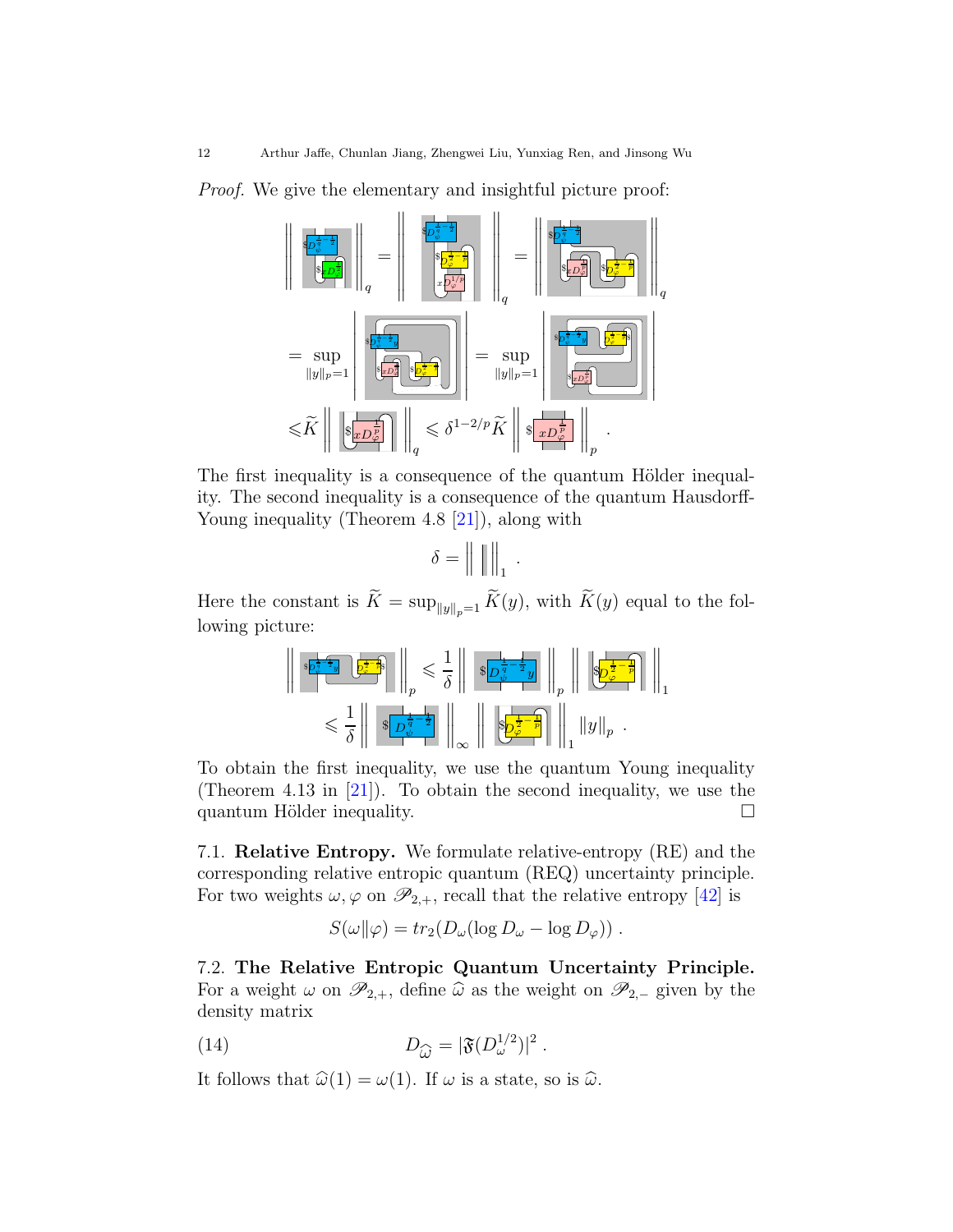*Proof.* We give the elementary and insightful picture proof:

$$\left\| \, \cdot \, \right\|_q = \left\| \, \cdot \, \right\|_q = \left\| \, \cdot \, \right\|_q$$

$$= \sup_{\|y\|_p=1} \left| \, \cdot \, \right| = \sup_{\|y\|_p=1} \left| \, \cdot \, \right|$$

$$\leqslant \widetilde{K} \left\| \, \cdot \, \right\|_q \leqslant \delta^{1-2/p} \widetilde{K} \left\| \, \cdot \, \right\|_p .$$

The first inequality is a consequence of the quantum Hölder inequality. The second inequality is a consequence of the quantum Hausdorff-Young inequality (Theorem 4.8 [21]), along with

$$\delta = \left\| \; \right\|_1 .$$

Here the constant is $\widetilde{K} = \sup_{\|y\|_p=1} \widetilde{K}(y)$, with $\widetilde{K}(y)$ equal to the following picture:

$$\left\| \, \cdot \, \right\|_p \leqslant \frac{1}{\delta} \left\| \, \cdot \, \right\|_p \left\| \, \cdot \, \right\|_1$$

$$\leqslant \frac{1}{\delta} \left\| \, \cdot \, \right\|_\infty \left\| \, \cdot \, \right\|_1 \|y\|_p .$$

To obtain the first inequality, we use the quantum Young inequality (Theorem 4.13 in [21]). To obtain the second inequality, we use the quantum Hölder inequality. □

**7.1. Relative Entropy.** We formulate relative-entropy (RE) and the corresponding relative entropic quantum (REQ) uncertainty principle. For two weights $\omega, \varphi$ on $\mathscr{P}_{2,+}$, recall that the relative entropy [42] is

$$S(\omega\|\varphi) = tr_2(D_\omega(\log D_\omega - \log D_\varphi)) .$$

**7.2. The Relative Entropic Quantum Uncertainty Principle.** For a weight $\omega$ on $\mathscr{P}_{2,+}$, define $\widehat{\omega}$ as the weight on $\mathscr{P}_{2,-}$ given by the density matrix

$$D_{\widehat{\omega}} = |\mathfrak{F}(D_\omega^{1/2})|^2 . \tag{14}$$

It follows that $\widehat{\omega}(1) = \omega(1)$. If $\omega$ is a state, so is $\widehat{\omega}$.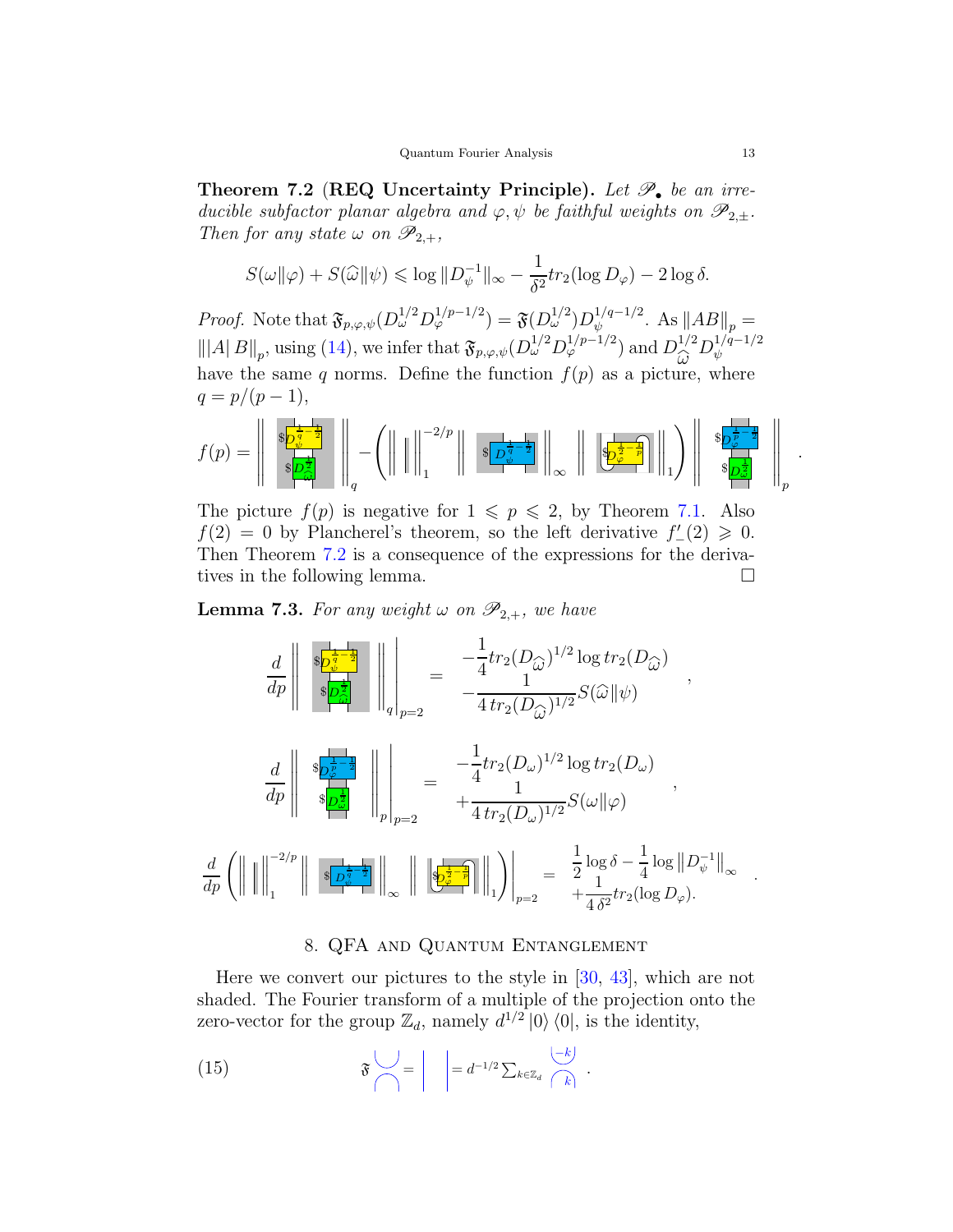**Theorem 7.2 (REQ Uncertainty Principle).** *Let $\mathscr{P}_\bullet$ be an irreducible subfactor planar algebra and $\varphi, \psi$ be faithful weights on $\mathscr{P}_{2,\pm}$. Then for any state $\omega$ on $\mathscr{P}_{2,+}$,*

$$S(\omega\|\varphi) + S(\widehat{\omega}\|\psi) \leqslant \log \|D_\psi^{-1}\|_\infty - \frac{1}{\delta^2} tr_2(\log D_\varphi) - 2\log\delta.$$

*Proof.* Note that $\mathfrak{F}_{p,\varphi,\psi}(D_\omega^{1/2} D_\varphi^{1/p-1/2}) = \mathfrak{F}(D_\omega^{1/2}) D_\psi^{1/q-1/2}$. As $\|AB\|_p = \||A|\,B\|_p$, using (14), we infer that $\mathfrak{F}_{p,\varphi,\psi}(D_\omega^{1/2} D_\varphi^{1/p-1/2})$ and $D_{\widehat{\omega}}^{1/2} D_\psi^{1/q-1/2}$ have the same $q$ norms. Define the function $f(p)$ as a picture, where $q = p/(p-1)$,

$$f(p) = \left\| \begin{smallmatrix} D_\psi^{\frac{1}{q}-\frac{1}{2}} \\ D_{\widehat{\omega}}^{\frac{1}{2}} \end{smallmatrix} \right\|_q - \left( \left\| \,\mid\, \right\|_1^{-2/p} \left\| D_\psi^{\frac{1}{q}-\frac{1}{2}} \right\|_\infty \left\| D_\varphi^{\frac{1}{2}-\frac{1}{p}} \right\|_1 \right) \left\| \begin{smallmatrix} D_\varphi^{\frac{1}{p}-\frac{1}{2}} \\ D_\omega^{\frac{1}{2}} \end{smallmatrix} \right\|_p .$$

The picture $f(p)$ is negative for $1 \leqslant p \leqslant 2$, by Theorem 7.1. Also $f(2) = 0$ by Plancherel's theorem, so the left derivative $f'_-(2) \geqslant 0$. Then Theorem 7.2 is a consequence of the expressions for the derivatives in the following lemma. □

**Lemma 7.3.** *For any weight $\omega$ on $\mathscr{P}_{2,+}$, we have*

$$\frac{d}{dp} \left\| \begin{smallmatrix} D_\psi^{\frac{1}{q}-\frac{1}{2}} \\ D_{\widehat{\omega}}^{\frac{1}{2}} \end{smallmatrix} \right\|_q \Bigg|_{p=2} = \begin{array}{l} -\dfrac{1}{4} tr_2(D_{\widehat{\omega}})^{1/2} \log tr_2(D_{\widehat{\omega}}) \\ -\dfrac{1}{4\, tr_2(D_{\widehat{\omega}})^{1/2}} S(\widehat{\omega}\|\psi) \end{array},$$

$$\frac{d}{dp} \left\| \begin{smallmatrix} D_\varphi^{\frac{1}{p}-\frac{1}{2}} \\ D_\omega^{\frac{1}{2}} \end{smallmatrix} \right\|_p \Bigg|_{p=2} = \begin{array}{l} -\dfrac{1}{4} tr_2(D_\omega)^{1/2} \log tr_2(D_\omega) \\ +\dfrac{1}{4\, tr_2(D_\omega)^{1/2}} S(\omega\|\varphi) \end{array},$$

$$\frac{d}{dp} \left( \left\| \,\mid\, \right\|_1^{-2/p} \left\| D_\psi^{\frac{1}{q}-\frac{1}{2}} \right\|_\infty \left\| D_\varphi^{\frac{1}{2}-\frac{1}{p}} \right\|_1 \right) \Bigg|_{p=2} = \begin{array}{l} \dfrac{1}{2}\log\delta - \dfrac{1}{4}\log \|D_\psi^{-1}\|_\infty \\ +\dfrac{1}{4\,\delta^2} tr_2(\log D_\varphi). \end{array}$$

## 8. QFA and Quantum Entanglement

Here we convert our pictures to the style in [30, 43], which are not shaded. The Fourier transform of a multiple of the projection onto the zero-vector for the group $\mathbb{Z}_d$, namely $d^{1/2}\,|0\rangle\,\langle 0|$, is the identity,

$$\mathfrak{F} \begin{smallmatrix} \cup \\ \cap \end{smallmatrix} = \mid \quad \mid = d^{-1/2} \sum_{k\in\mathbb{Z}_d} \begin{smallmatrix} \overset{-k}{\cup} \\ \underset{k}{\cap} \end{smallmatrix} . \tag{15}$$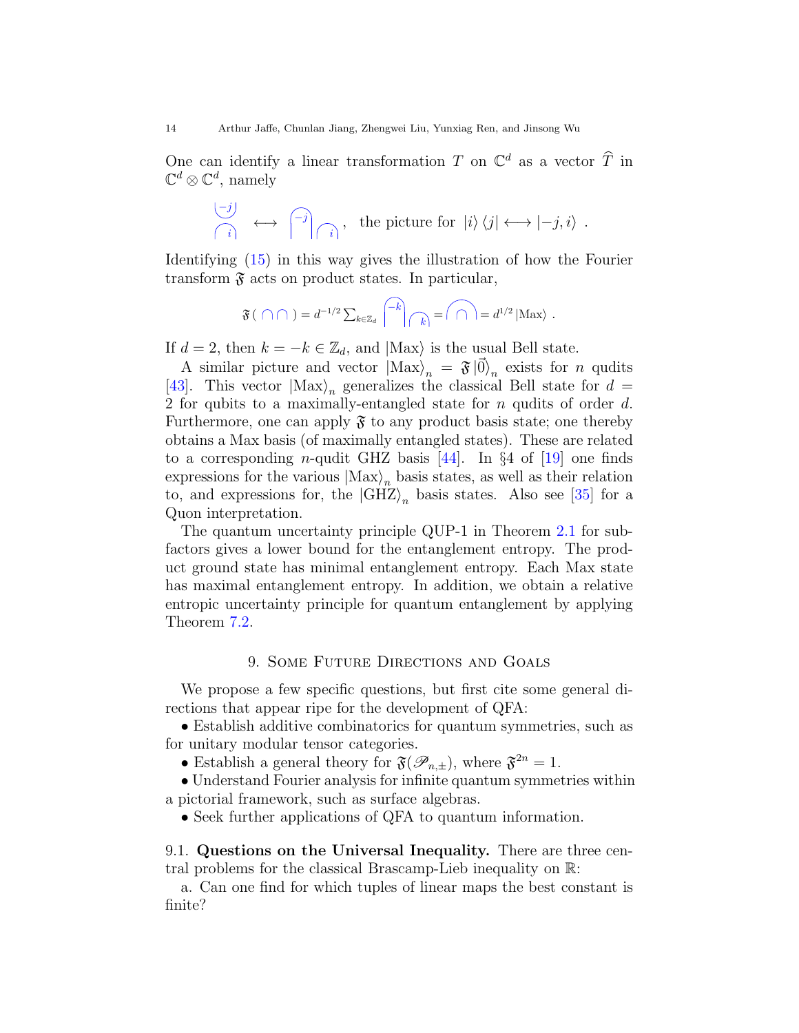One can identify a linear transformation $T$ on $\mathbb{C}^d$ as a vector $\widehat{T}$ in $\mathbb{C}^d \otimes \mathbb{C}^d$, namely

$$\longleftrightarrow \quad , \quad \text{the picture for } |i\rangle\langle j| \longleftrightarrow |-j, i\rangle \ .$$

Identifying (15) in this way gives the illustration of how the Fourier transform $\mathfrak{F}$ acts on product states. In particular,

$$\mathfrak{F}(\cap\cap) = d^{-1/2} \sum_{k\in\mathbb{Z}_d} \quad = \quad = d^{1/2} |\mathrm{Max}\rangle \ .$$

If $d = 2$, then $k = -k \in \mathbb{Z}_d$, and $|\mathrm{Max}\rangle$ is the usual Bell state.

A similar picture and vector $|\mathrm{Max}\rangle_n = \mathfrak{F}\,|\vec{0}\rangle_n$ exists for $n$ qudits [43]. This vector $|\mathrm{Max}\rangle_n$ generalizes the classical Bell state for $d = 2$ for qubits to a maximally-entangled state for $n$ qudits of order $d$. Furthermore, one can apply $\mathfrak{F}$ to any product basis state; one thereby obtains a Max basis (of maximally entangled states). These are related to a corresponding $n$-qudit GHZ basis [44]. In §4 of [19] one finds expressions for the various $|\mathrm{Max}\rangle_n$ basis states, as well as their relation to, and expressions for, the $|\mathrm{GHZ}\rangle_n$ basis states. Also see [35] for a Quon interpretation.

The quantum uncertainty principle QUP-1 in Theorem 2.1 for subfactors gives a lower bound for the entanglement entropy. The product ground state has minimal entanglement entropy. Each Max state has maximal entanglement entropy. In addition, we obtain a relative entropic uncertainty principle for quantum entanglement by applying Theorem 7.2.

## 9. Some Future Directions and Goals

We propose a few specific questions, but first cite some general directions that appear ripe for the development of QFA:

- Establish additive combinatorics for quantum symmetries, such as for unitary modular tensor categories.
- Establish a general theory for $\mathfrak{F}(\mathscr{P}_{n,\pm})$, where $\mathfrak{F}^{2n} = 1$.
- Understand Fourier analysis for infinite quantum symmetries within a pictorial framework, such as surface algebras.
- Seek further applications of QFA to quantum information.

### 9.1. Questions on the Universal Inequality.

There are three central problems for the classical Brascamp-Lieb inequality on $\mathbb{R}$:

a. Can one find for which tuples of linear maps the best constant is finite?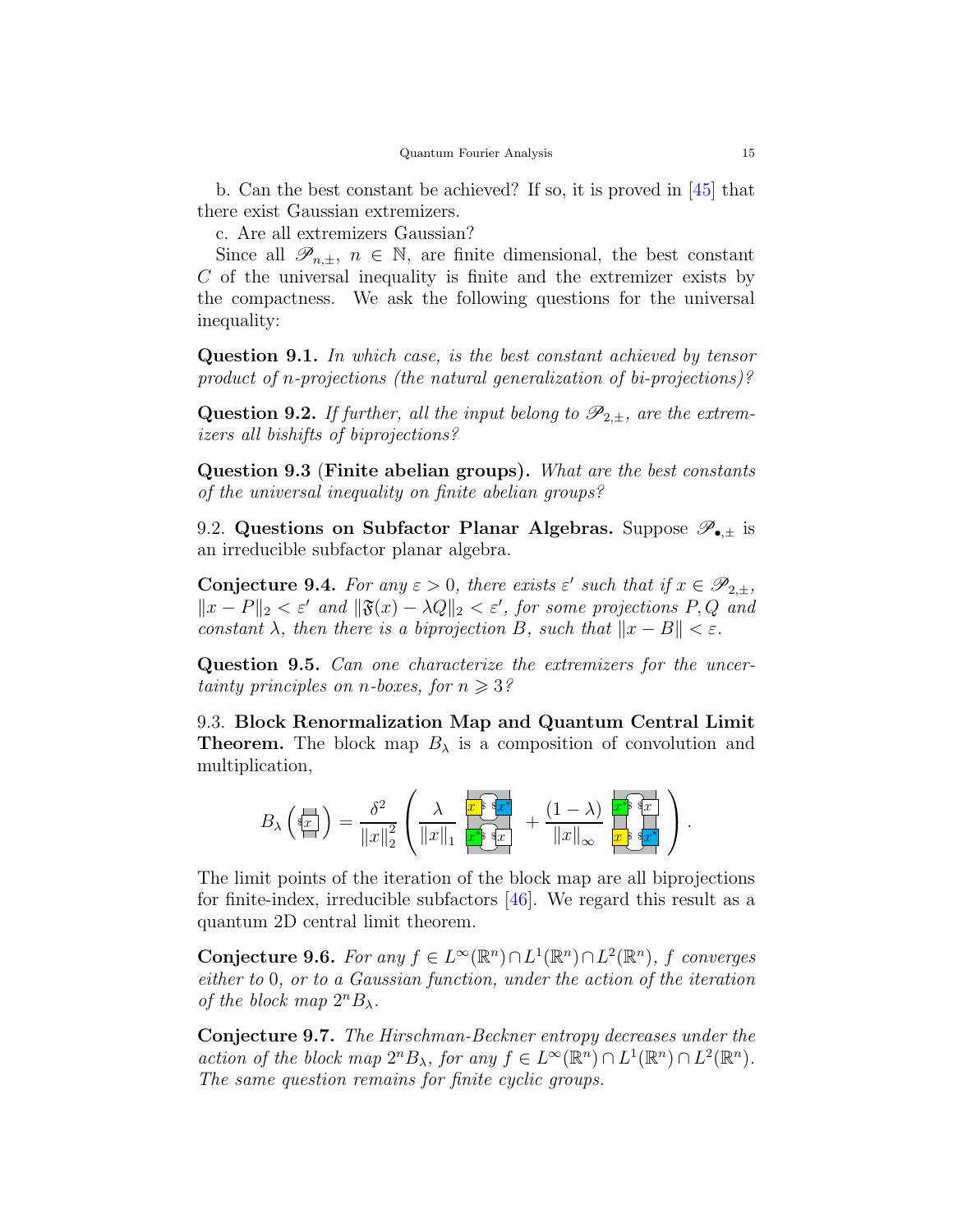b. Can the best constant be achieved? If so, it is proved in [45] that there exist Gaussian extremizers.

c. Are all extremizers Gaussian?

Since all $\mathscr{P}_{n,\pm}$, $n \in \mathbb{N}$, are finite dimensional, the best constant $C$ of the universal inequality is finite and the extremizer exists by the compactness. We ask the following questions for the universal inequality:

**Question 9.1.** *In which case, is the best constant achieved by tensor product of n-projections (the natural generalization of bi-projections)?*

**Question 9.2.** *If further, all the input belong to $\mathscr{P}_{2,\pm}$, are the extremizers all bishifts of biprojections?*

**Question 9.3** (**Finite abelian groups).** *What are the best constants of the universal inequality on finite abelian groups?*

9.2. **Questions on Subfactor Planar Algebras.** Suppose $\mathscr{P}_{\bullet,\pm}$ is an irreducible subfactor planar algebra.

**Conjecture 9.4.** *For any $\varepsilon > 0$, there exists $\varepsilon'$ such that if $x \in \mathscr{P}_{2,\pm}$, $\|x - P\|_2 < \varepsilon'$ and $\|\mathfrak{F}(x) - \lambda Q\|_2 < \varepsilon'$, for some projections $P, Q$ and constant $\lambda$, then there is a biprojection $B$, such that $\|x - B\| < \varepsilon$.*

**Question 9.5.** *Can one characterize the extremizers for the uncertainty principles on n-boxes, for $n \geqslant 3$?*

9.3. **Block Renormalization Map and Quantum Central Limit Theorem.** The block map $B_\lambda$ is a composition of convolution and multiplication,

$$B_\lambda\left(\boxed{\$x}\right) = \frac{\delta^2}{\|x\|_2^2}\left(\frac{\lambda}{\|x\|_1}\ \begin{matrix} x\ \$\ \$x^* \\ x^*\ \$\ \$x \end{matrix} \ + \frac{(1-\lambda)}{\|x\|_\infty}\ \begin{matrix} x^*\ \$\ \$x \\ x\ \$\ \$x^* \end{matrix}\right).$$

The limit points of the iteration of the block map are all biprojections for finite-index, irreducible subfactors [46]. We regard this result as a quantum 2D central limit theorem.

**Conjecture 9.6.** *For any $f \in L^\infty(\mathbb{R}^n) \cap L^1(\mathbb{R}^n) \cap L^2(\mathbb{R}^n)$, $f$ converges either to 0, or to a Gaussian function, under the action of the iteration of the block map $2^n B_\lambda$.*

**Conjecture 9.7.** *The Hirschman-Beckner entropy decreases under the action of the block map $2^n B_\lambda$, for any $f \in L^\infty(\mathbb{R}^n) \cap L^1(\mathbb{R}^n) \cap L^2(\mathbb{R}^n)$. The same question remains for finite cyclic groups.*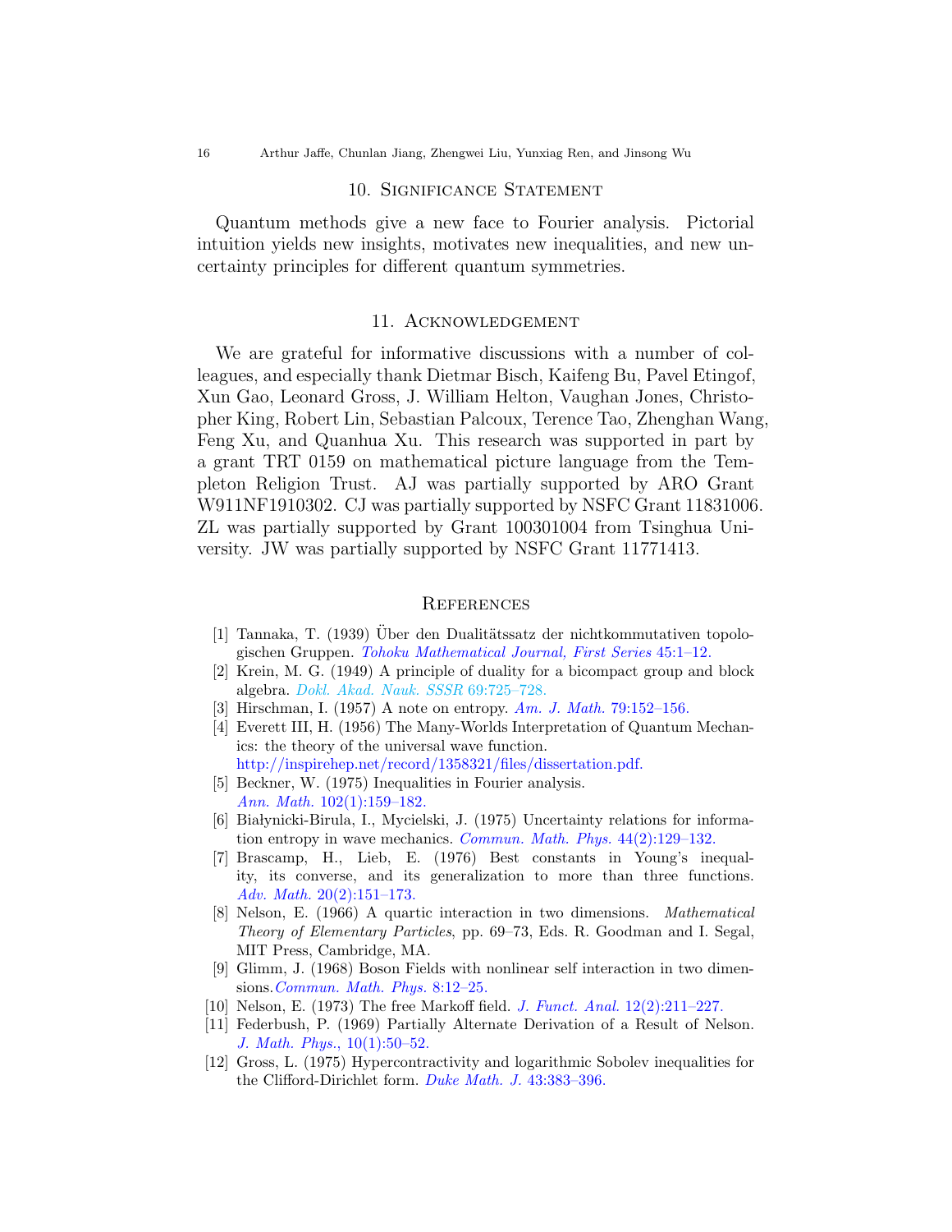## 10. Significance Statement

Quantum methods give a new face to Fourier analysis. Pictorial intuition yields new insights, motivates new inequalities, and new uncertainty principles for different quantum symmetries.

## 11. Acknowledgement

We are grateful for informative discussions with a number of colleagues, and especially thank Dietmar Bisch, Kaifeng Bu, Pavel Etingof, Xun Gao, Leonard Gross, J. William Helton, Vaughan Jones, Christopher King, Robert Lin, Sebastian Palcoux, Terence Tao, Zhenghan Wang, Feng Xu, and Quanhua Xu. This research was supported in part by a grant TRT 0159 on mathematical picture language from the Templeton Religion Trust. AJ was partially supported by ARO Grant W911NF1910302. CJ was partially supported by NSFC Grant 11831006. ZL was partially supported by Grant 100301004 from Tsinghua University. JW was partially supported by NSFC Grant 11771413.

## References

[1] Tannaka, T. (1939) Über den Dualitätssatz der nichtkommutativen topologischen Gruppen. *Tohoku Mathematical Journal, First Series* 45:1–12.

[2] Krein, M. G. (1949) A principle of duality for a bicompact group and block algebra. *Dokl. Akad. Nauk. SSSR* 69:725–728.

[3] Hirschman, I. (1957) A note on entropy. *Am. J. Math.* 79:152–156.

[4] Everett III, H. (1956) The Many-Worlds Interpretation of Quantum Mechanics: the theory of the universal wave function. http://inspirehep.net/record/1358321/files/dissertation.pdf.

[5] Beckner, W. (1975) Inequalities in Fourier analysis. *Ann. Math.* 102(1):159–182.

[6] Białynicki-Birula, I., Mycielski, J. (1975) Uncertainty relations for information entropy in wave mechanics. *Commun. Math. Phys.* 44(2):129–132.

[7] Brascamp, H., Lieb, E. (1976) Best constants in Young's inequality, its converse, and its generalization to more than three functions. *Adv. Math.* 20(2):151–173.

[8] Nelson, E. (1966) A quartic interaction in two dimensions. *Mathematical Theory of Elementary Particles*, pp. 69–73, Eds. R. Goodman and I. Segal, MIT Press, Cambridge, MA.

[9] Glimm, J. (1968) Boson Fields with nonlinear self interaction in two dimensions. *Commun. Math. Phys.* 8:12–25.

[10] Nelson, E. (1973) The free Markoff field. *J. Funct. Anal.* 12(2):211–227.

[11] Federbush, P. (1969) Partially Alternate Derivation of a Result of Nelson. *J. Math. Phys.*, 10(1):50–52.

[12] Gross, L. (1975) Hypercontractivity and logarithmic Sobolev inequalities for the Clifford-Dirichlet form. *Duke Math. J.* 43:383–396.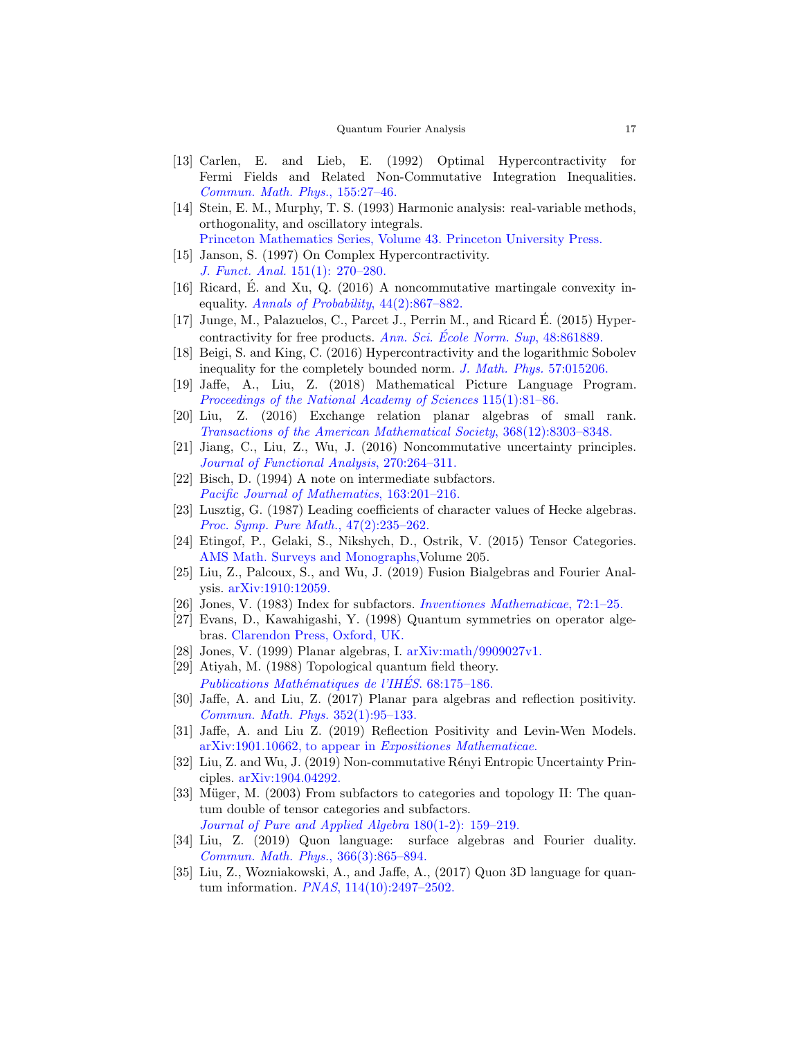[13] Carlen, E. and Lieb, E. (1992) Optimal Hypercontractivity for Fermi Fields and Related Non-Commutative Integration Inequalities. *Commun. Math. Phys.*, 155:27–46.

[14] Stein, E. M., Murphy, T. S. (1993) Harmonic analysis: real-variable methods, orthogonality, and oscillatory integrals. Princeton Mathematics Series, Volume 43. Princeton University Press.

[15] Janson, S. (1997) On Complex Hypercontractivity. *J. Funct. Anal.* 151(1): 270–280.

[16] Ricard, É. and Xu, Q. (2016) A noncommutative martingale convexity inequality. *Annals of Probability*, 44(2):867–882.

[17] Junge, M., Palazuelos, C., Parcet J., Perrin M., and Ricard É. (2015) Hypercontractivity for free products. *Ann. Sci. École Norm. Sup*, 48:861889.

[18] Beigi, S. and King, C. (2016) Hypercontractivity and the logarithmic Sobolev inequality for the completely bounded norm. *J. Math. Phys.* 57:015206.

[19] Jaffe, A., Liu, Z. (2018) Mathematical Picture Language Program. *Proceedings of the National Academy of Sciences* 115(1):81–86.

[20] Liu, Z. (2016) Exchange relation planar algebras of small rank. *Transactions of the American Mathematical Society*, 368(12):8303–8348.

[21] Jiang, C., Liu, Z., Wu, J. (2016) Noncommutative uncertainty principles. *Journal of Functional Analysis*, 270:264–311.

[22] Bisch, D. (1994) A note on intermediate subfactors. *Pacific Journal of Mathematics*, 163:201–216.

[23] Lusztig, G. (1987) Leading coefficients of character values of Hecke algebras. *Proc. Symp. Pure Math.*, 47(2):235–262.

[24] Etingof, P., Gelaki, S., Nikshych, D., Ostrik, V. (2015) Tensor Categories. AMS Math. Surveys and Monographs,Volume 205.

[25] Liu, Z., Palcoux, S., and Wu, J. (2019) Fusion Bialgebras and Fourier Analysis. arXiv:1910:12059.

[26] Jones, V. (1983) Index for subfactors. *Inventiones Mathematicae*, 72:1–25.

[27] Evans, D., Kawahigashi, Y. (1998) Quantum symmetries on operator algebras. Clarendon Press, Oxford, UK.

[28] Jones, V. (1999) Planar algebras, I. arXiv:math/9909027v1.

[29] Atiyah, M. (1988) Topological quantum field theory. *Publications Mathématiques de l'IHÉS*. 68:175–186.

[30] Jaffe, A. and Liu, Z. (2017) Planar para algebras and reflection positivity. *Commun. Math. Phys.* 352(1):95–133.

[31] Jaffe, A. and Liu Z. (2019) Reflection Positivity and Levin-Wen Models. arXiv:1901.10662, to appear in *Expositiones Mathematicae*.

[32] Liu, Z. and Wu, J. (2019) Non-commutative Rényi Entropic Uncertainty Principles. arXiv:1904.04292.

[33] Müger, M. (2003) From subfactors to categories and topology II: The quantum double of tensor categories and subfactors. *Journal of Pure and Applied Algebra* 180(1-2): 159–219.

[34] Liu, Z. (2019) Quon language: surface algebras and Fourier duality. *Commun. Math. Phys.*, 366(3):865–894.

[35] Liu, Z., Wozniakowski, A., and Jaffe, A., (2017) Quon 3D language for quantum information. *PNAS*, 114(10):2497–2502.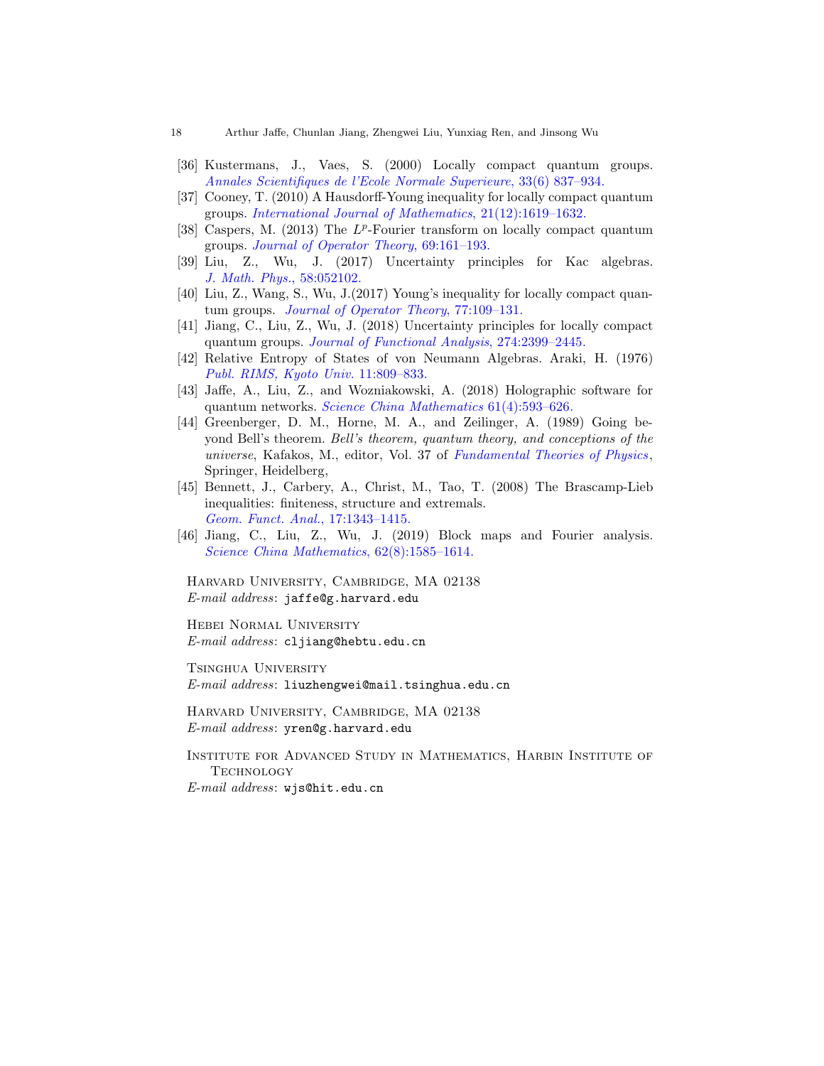[36] Kustermans, J., Vaes, S. (2000) Locally compact quantum groups. *Annales Scientifiques de l'Ecole Normale Superieure*, 33(6) 837–934.

[37] Cooney, T. (2010) A Hausdorff-Young inequality for locally compact quantum groups. *International Journal of Mathematics*, 21(12):1619–1632.

[38] Caspers, M. (2013) The $L^p$-Fourier transform on locally compact quantum groups. *Journal of Operator Theory*, 69:161–193.

[39] Liu, Z., Wu, J. (2017) Uncertainty principles for Kac algebras. *J. Math. Phys.*, 58:052102.

[40] Liu, Z., Wang, S., Wu, J.(2017) Young's inequality for locally compact quantum groups. *Journal of Operator Theory*, 77:109–131.

[41] Jiang, C., Liu, Z., Wu, J. (2018) Uncertainty principles for locally compact quantum groups. *Journal of Functional Analysis*, 274:2399–2445.

[42] Relative Entropy of States of von Neumann Algebras. Araki, H. (1976) *Publ. RIMS, Kyoto Univ.* 11:809–833.

[43] Jaffe, A., Liu, Z., and Wozniakowski, A. (2018) Holographic software for quantum networks. *Science China Mathematics* 61(4):593–626.

[44] Greenberger, D. M., Horne, M. A., and Zeilinger, A. (1989) Going beyond Bell's theorem. *Bell's theorem, quantum theory, and conceptions of the universe*, Kafakos, M., editor, Vol. 37 of *Fundamental Theories of Physics*, Springer, Heidelberg,

[45] Bennett, J., Carbery, A., Christ, M., Tao, T. (2008) The Brascamp-Lieb inequalities: finiteness, structure and extremals. *Geom. Funct. Anal.*, 17:1343–1415.

[46] Jiang, C., Liu, Z., Wu, J. (2019) Block maps and Fourier analysis. *Science China Mathematics*, 62(8):1585–1614.

Harvard University, Cambridge, MA 02138
*E-mail address*: jaffe@g.harvard.edu

Hebei Normal University
*E-mail address*: cljiang@hebtu.edu.cn

Tsinghua University
*E-mail address*: liuzhengwei@mail.tsinghua.edu.cn

Harvard University, Cambridge, MA 02138
*E-mail address*: yren@g.harvard.edu

Institute for Advanced Study in Mathematics, Harbin Institute of Technology
*E-mail address*: wjs@hit.edu.cn